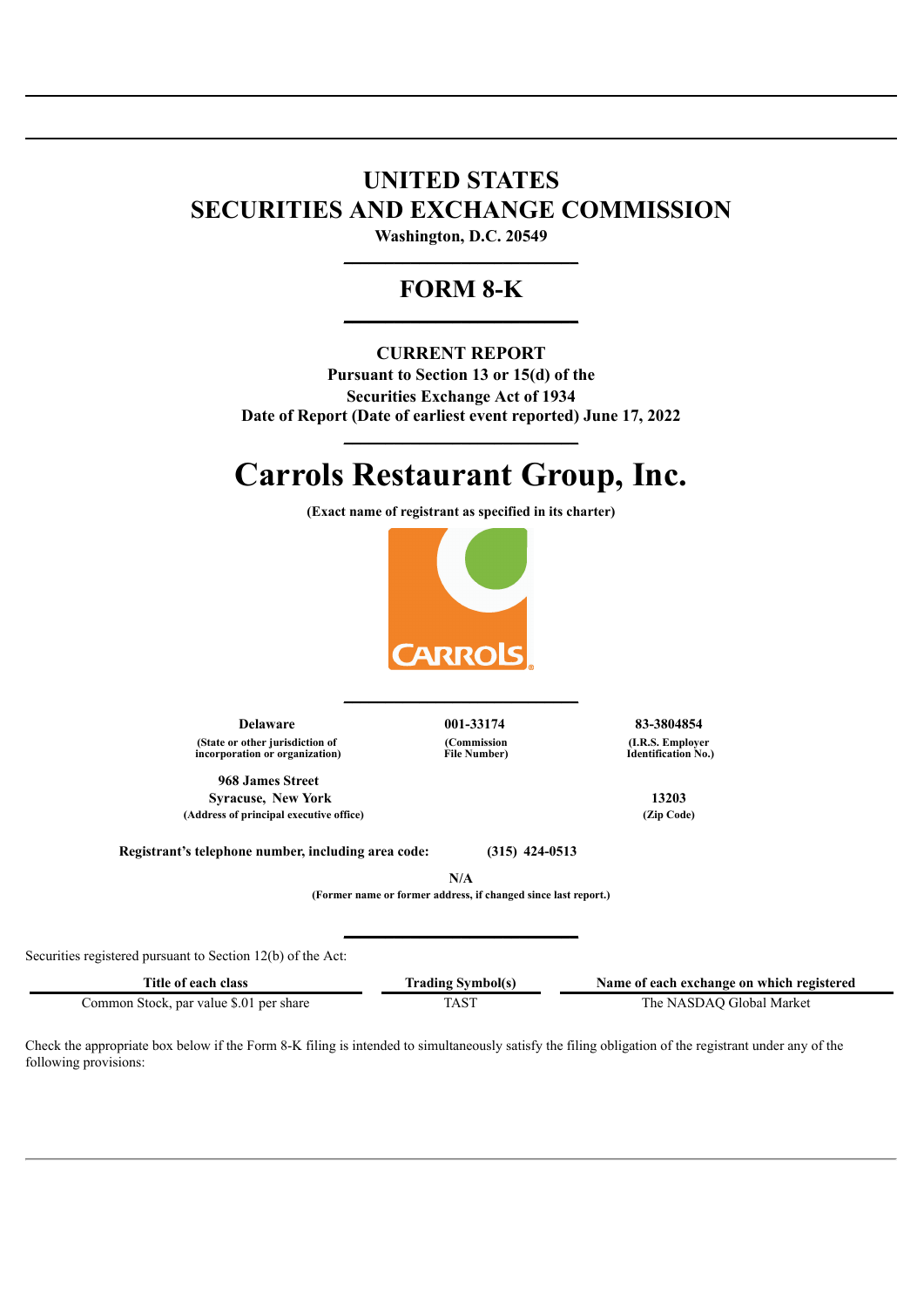# UNITED STATES
# SECURITIES AND EXCHANGE COMMISSION

**Washington, D.C. 20549**

## FORM 8-K

**CURRENT REPORT**
**Pursuant to Section 13 or 15(d) of the**
**Securities Exchange Act of 1934**
**Date of Report (Date of earliest event reported) June 17, 2022**

# Carrols Restaurant Group, Inc.

**(Exact name of registrant as specified in its charter)**

| Delaware | 001-33174 | 83-3804854 |
|---|---|---|
| (State or other jurisdiction of incorporation or organization) | (Commission File Number) | (I.R.S. Employer Identification No.) |

| 968 James Street Syracuse, New York | 13203 |
|---|---|
| (Address of principal executive office) | (Zip Code) |

**Registrant's telephone number, including area code: (315) 424-0513**

**N/A**
**(Former name or former address, if changed since last report.)**

Securities registered pursuant to Section 12(b) of the Act:

| Title of each class | Trading Symbol(s) | Name of each exchange on which registered |
|---|---|---|
| Common Stock, par value $.01 per share | TAST | The NASDAQ Global Market |

Check the appropriate box below if the Form 8-K filing is intended to simultaneously satisfy the filing obligation of the registrant under any of the following provisions: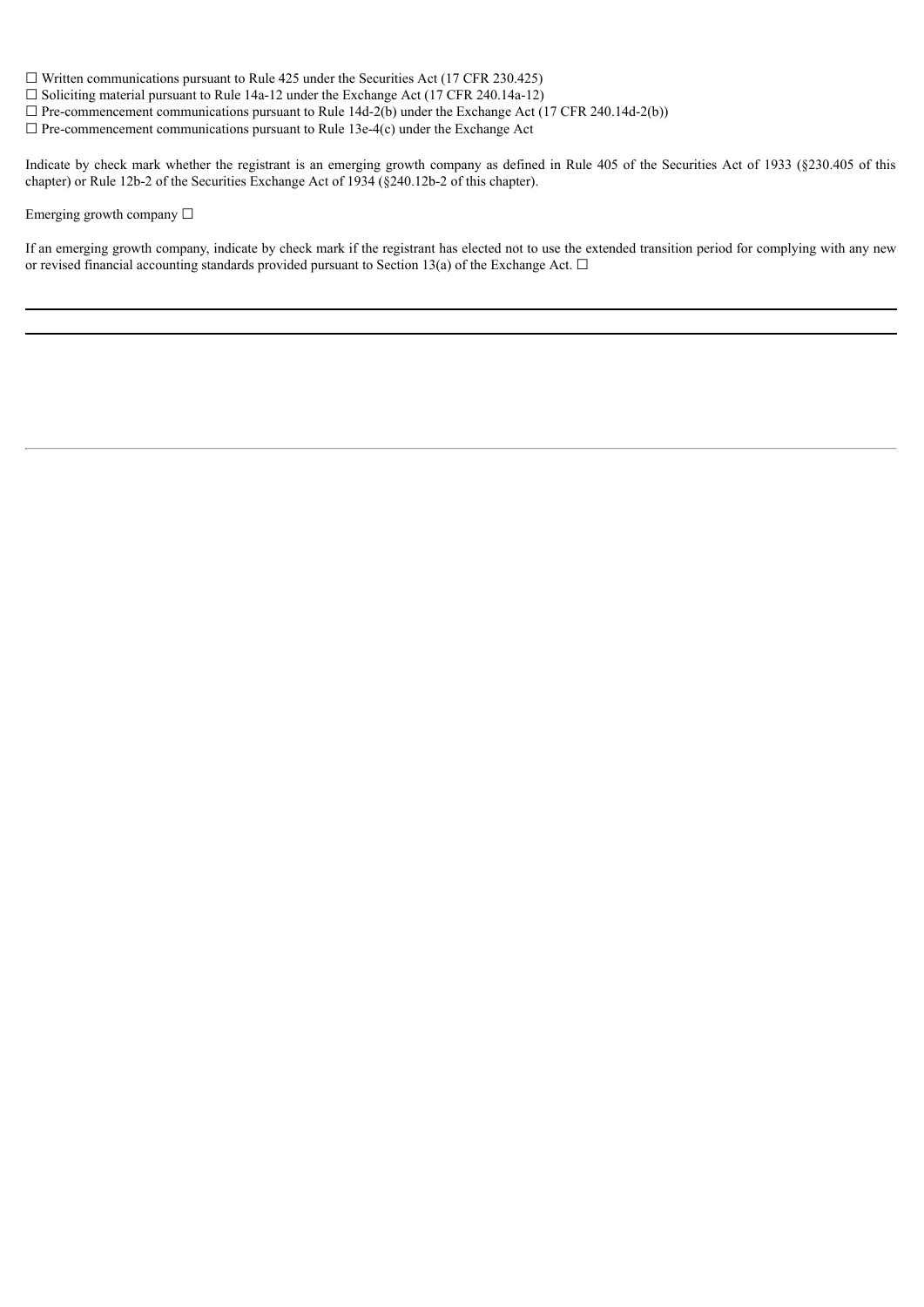☐ Written communications pursuant to Rule 425 under the Securities Act (17 CFR 230.425)
☐ Soliciting material pursuant to Rule 14a-12 under the Exchange Act (17 CFR 240.14a-12)
☐ Pre-commencement communications pursuant to Rule 14d-2(b) under the Exchange Act (17 CFR 240.14d-2(b))
☐ Pre-commencement communications pursuant to Rule 13e-4(c) under the Exchange Act

Indicate by check mark whether the registrant is an emerging growth company as defined in Rule 405 of the Securities Act of 1933 (§230.405 of this chapter) or Rule 12b-2 of the Securities Exchange Act of 1934 (§240.12b-2 of this chapter).

Emerging growth company ☐

If an emerging growth company, indicate by check mark if the registrant has elected not to use the extended transition period for complying with any new or revised financial accounting standards provided pursuant to Section 13(a) of the Exchange Act. ☐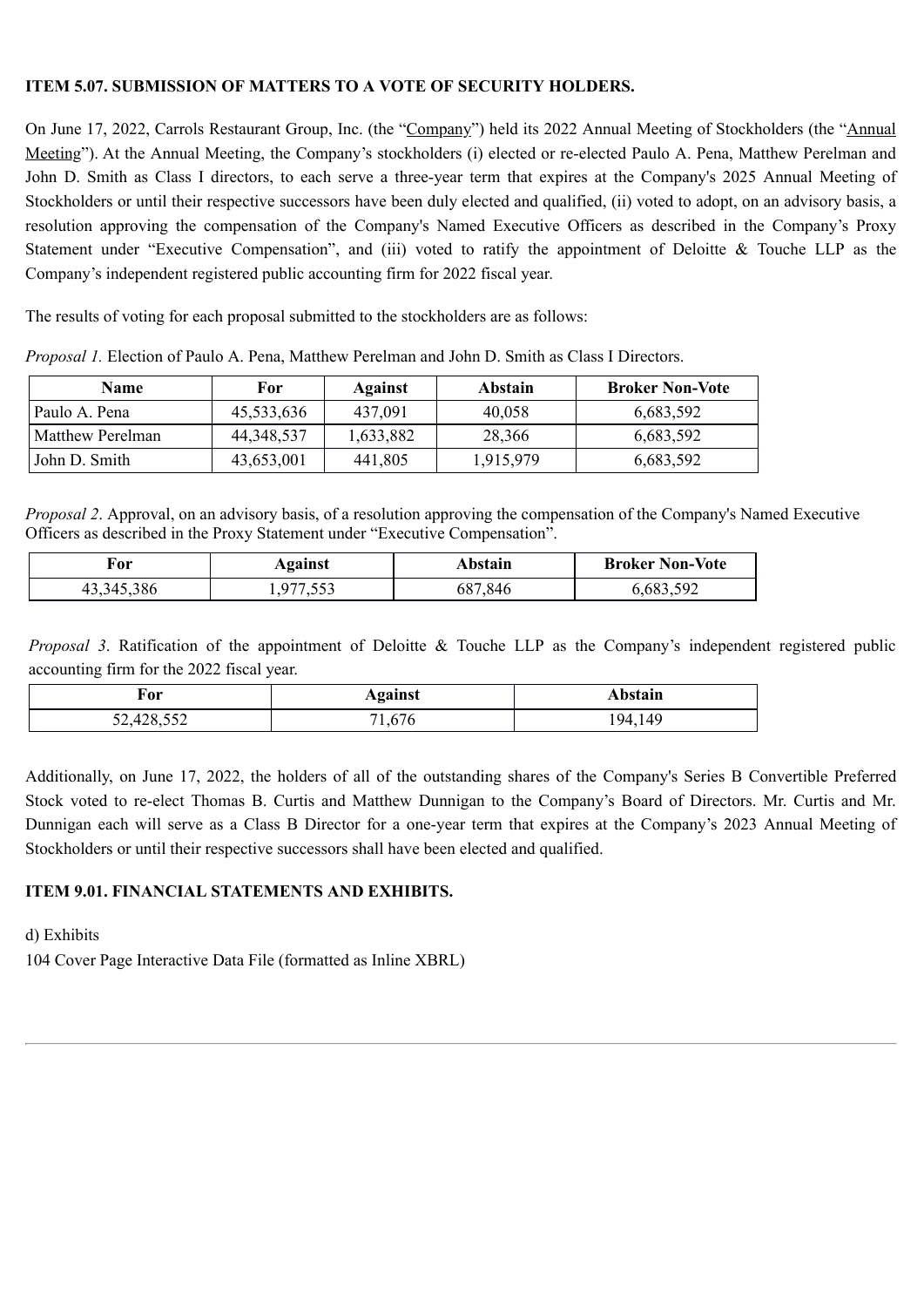**ITEM 5.07. SUBMISSION OF MATTERS TO A VOTE OF SECURITY HOLDERS.**

On June 17, 2022, Carrols Restaurant Group, Inc. (the "Company") held its 2022 Annual Meeting of Stockholders (the "Annual Meeting"). At the Annual Meeting, the Company's stockholders (i) elected or re-elected Paulo A. Pena, Matthew Perelman and John D. Smith as Class I directors, to each serve a three-year term that expires at the Company's 2025 Annual Meeting of Stockholders or until their respective successors have been duly elected and qualified, (ii) voted to adopt, on an advisory basis, a resolution approving the compensation of the Company's Named Executive Officers as described in the Company's Proxy Statement under "Executive Compensation", and (iii) voted to ratify the appointment of Deloitte & Touche LLP as the Company's independent registered public accounting firm for 2022 fiscal year.

The results of voting for each proposal submitted to the stockholders are as follows:

*Proposal 1.* Election of Paulo A. Pena, Matthew Perelman and John D. Smith as Class I Directors.

| Name | For | Against | Abstain | Broker Non-Vote |
|---|---|---|---|---|
| Paulo A. Pena | 45,533,636 | 437,091 | 40,058 | 6,683,592 |
| Matthew Perelman | 44,348,537 | 1,633,882 | 28,366 | 6,683,592 |
| John D. Smith | 43,653,001 | 441,805 | 1,915,979 | 6,683,592 |

*Proposal 2*. Approval, on an advisory basis, of a resolution approving the compensation of the Company's Named Executive Officers as described in the Proxy Statement under "Executive Compensation".

| For | Against | Abstain | Broker Non-Vote |
|---|---|---|---|
| 43,345,386 | 1,977,553 | 687,846 | 6,683,592 |

*Proposal 3*. Ratification of the appointment of Deloitte & Touche LLP as the Company's independent registered public accounting firm for the 2022 fiscal year.

| For | Against | Abstain |
|---|---|---|
| 52,428,552 | 71,676 | 194,149 |

Additionally, on June 17, 2022, the holders of all of the outstanding shares of the Company's Series B Convertible Preferred Stock voted to re-elect Thomas B. Curtis and Matthew Dunnigan to the Company's Board of Directors. Mr. Curtis and Mr. Dunnigan each will serve as a Class B Director for a one-year term that expires at the Company's 2023 Annual Meeting of Stockholders or until their respective successors shall have been elected and qualified.

**ITEM 9.01. FINANCIAL STATEMENTS AND EXHIBITS.**

d) Exhibits

104 Cover Page Interactive Data File (formatted as Inline XBRL)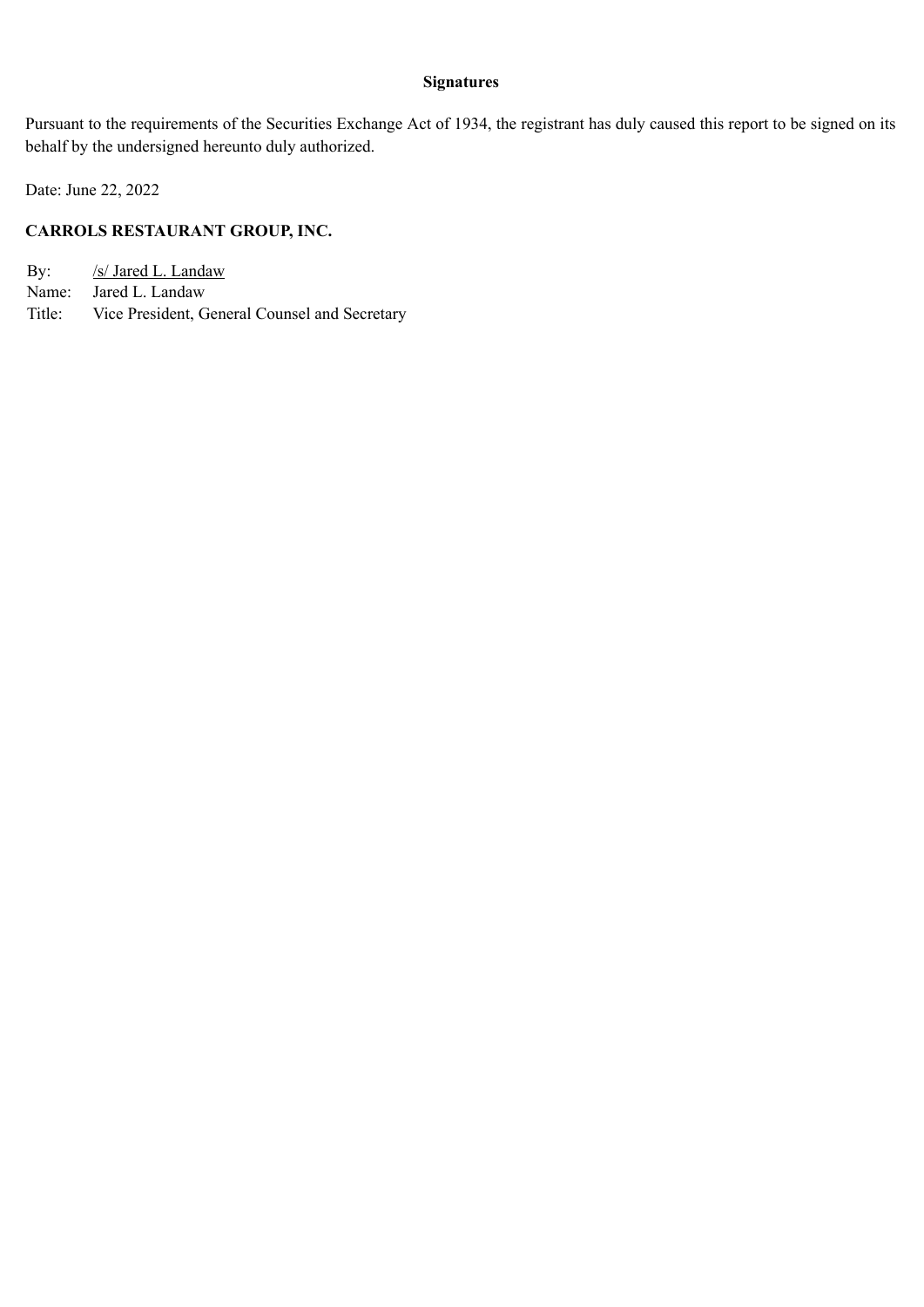**Signatures**

Pursuant to the requirements of the Securities Exchange Act of 1934, the registrant has duly caused this report to be signed on its behalf by the undersigned hereunto duly authorized.

Date: June 22, 2022

**CARROLS RESTAURANT GROUP, INC.**

| | |
|---|---|
| By: | /s/ Jared L. Landaw |
| Name: | Jared L. Landaw |
| Title: | Vice President, General Counsel and Secretary |